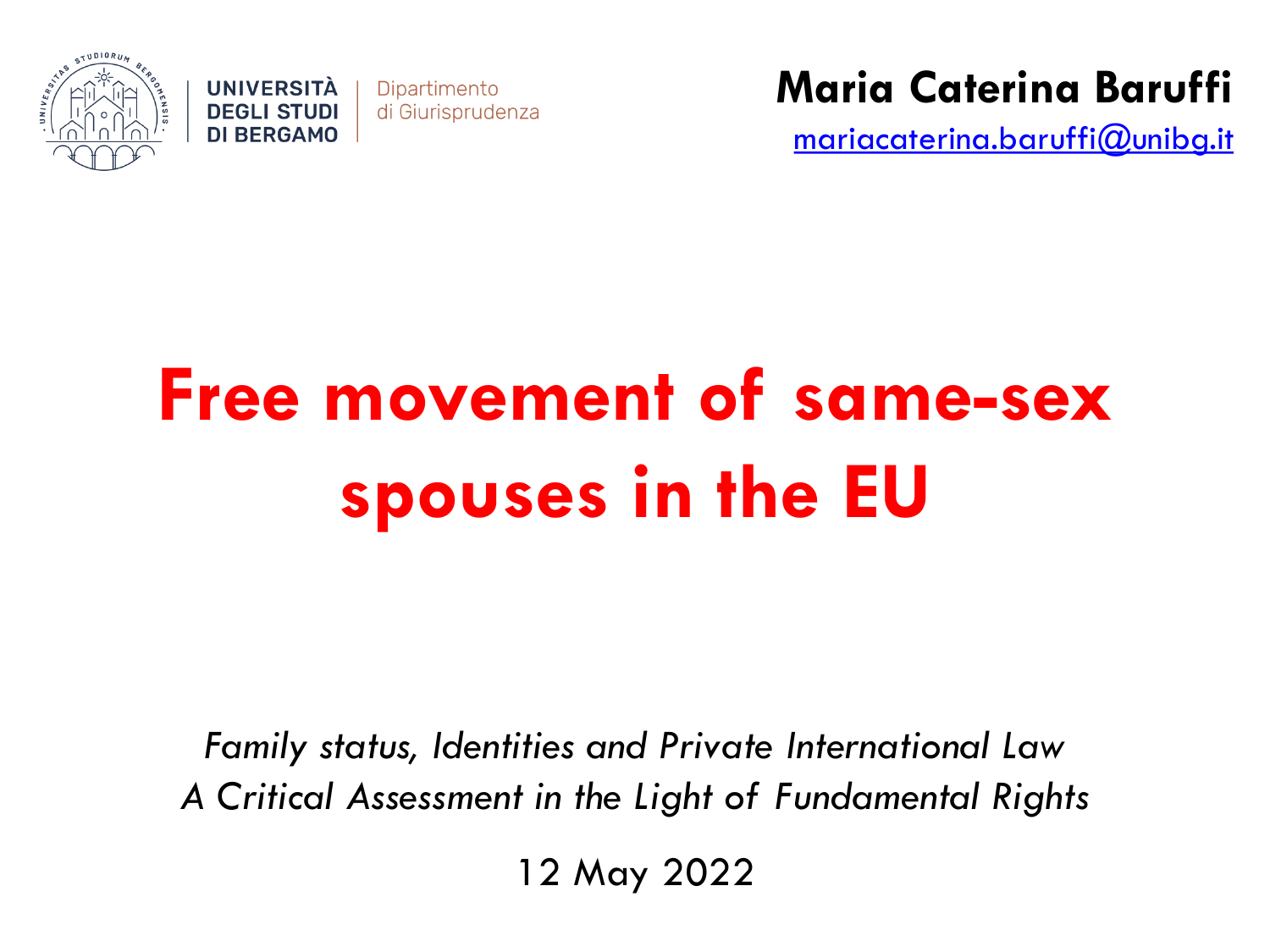UNIVERSITÀ DEGLI STUDI DI BERGAMO | Dipartimento di Giurisprudenza

**Maria Caterina Baruffi**

mariacaterina.baruffi@unibg.it

# Free movement of same-sex spouses in the EU

*Family status, Identities and Private International Law*
*A Critical Assessment in the Light of Fundamental Rights*

12 May 2022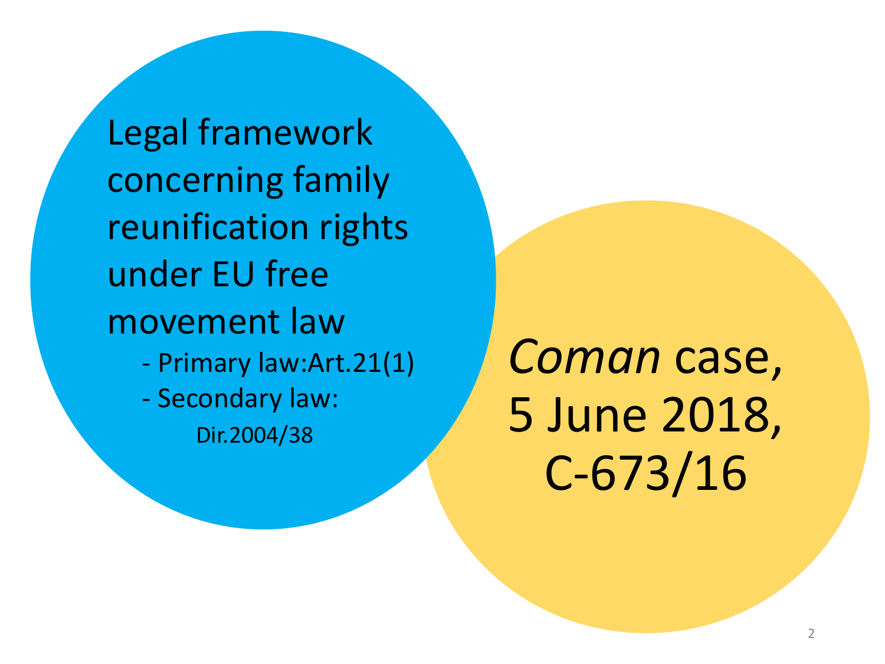Legal framework concerning family reunification rights under EU free movement law

- Primary law:Art.21(1)
- Secondary law:
  Dir.2004/38

*Coman* case, 5 June 2018, C-673/16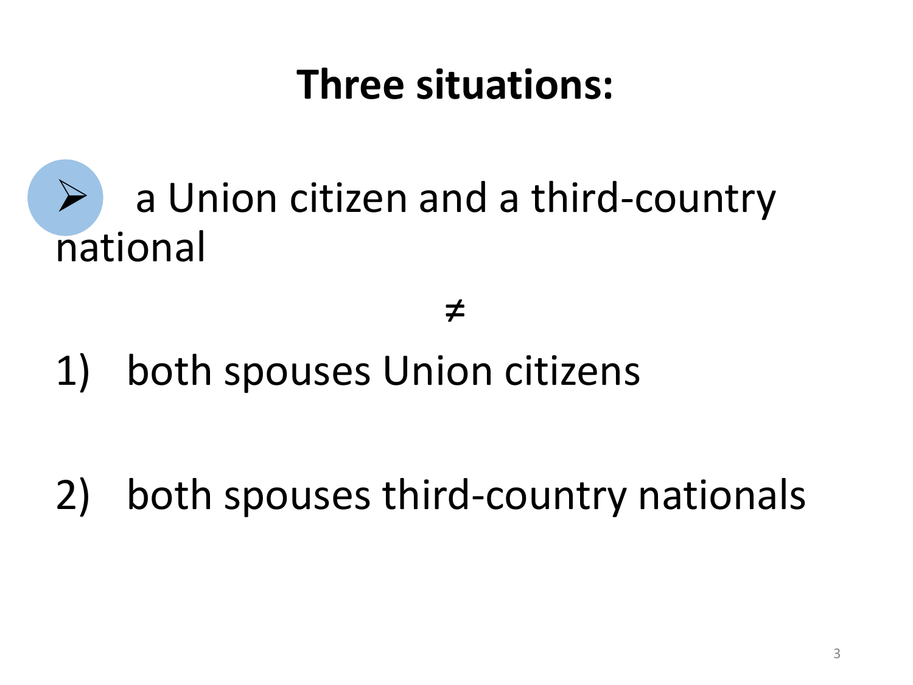# Three situations:

- a Union citizen and a third-country national

$\neq$

1) both spouses Union citizens

2) both spouses third-country nationals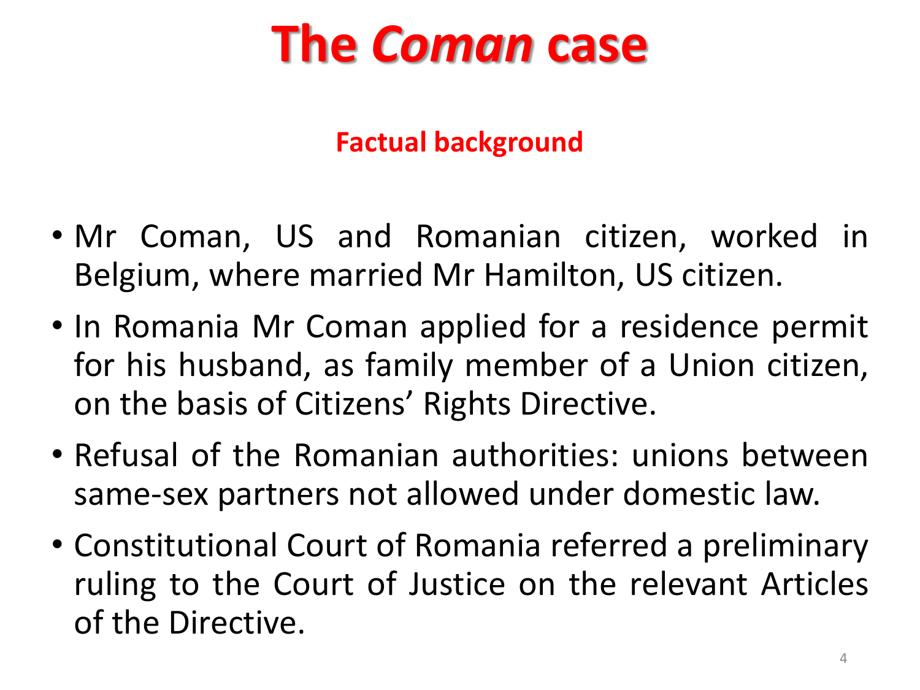# The *Coman* case

## Factual background

- Mr Coman, US and Romanian citizen, worked in Belgium, where married Mr Hamilton, US citizen.
- In Romania Mr Coman applied for a residence permit for his husband, as family member of a Union citizen, on the basis of Citizens' Rights Directive.
- Refusal of the Romanian authorities: unions between same-sex partners not allowed under domestic law.
- Constitutional Court of Romania referred a preliminary ruling to the Court of Justice on the relevant Articles of the Directive.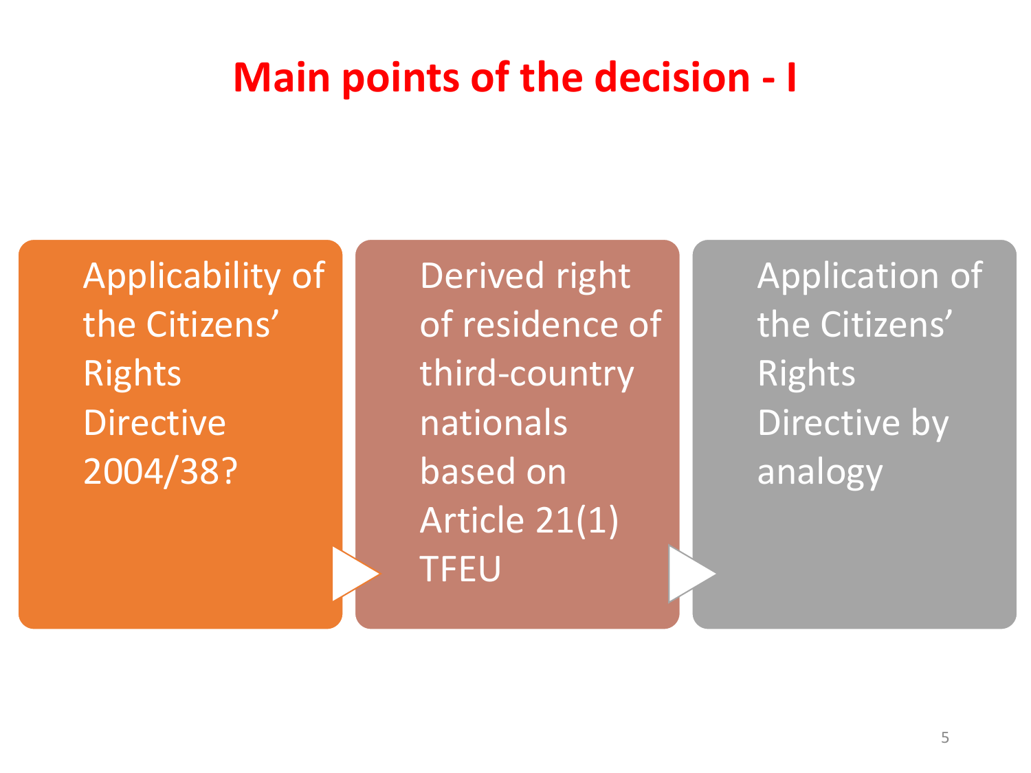# Main points of the decision - I

- Applicability of the Citizens' Rights Directive 2004/38?
- Derived right of residence of third-country nationals based on Article 21(1) TFEU
- Application of the Citizens' Rights Directive by analogy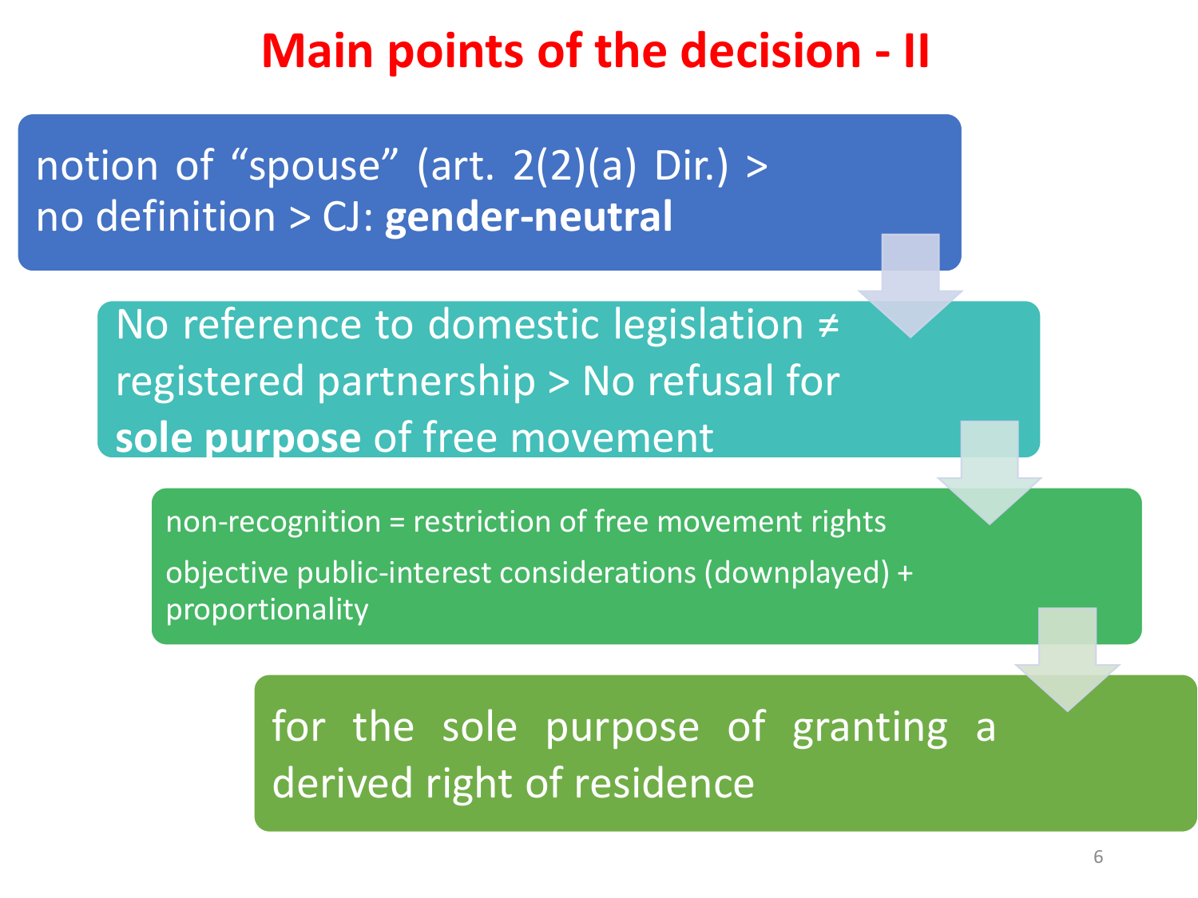# Main points of the decision - II

notion of "spouse" (art. 2(2)(a) Dir.) > no definition > CJ: **gender-neutral**

No reference to domestic legislation ≠ registered partnership > No refusal for **sole purpose** of free movement

non-recognition = restriction of free movement rights

objective public-interest considerations (downplayed) + proportionality

for the sole purpose of granting a derived right of residence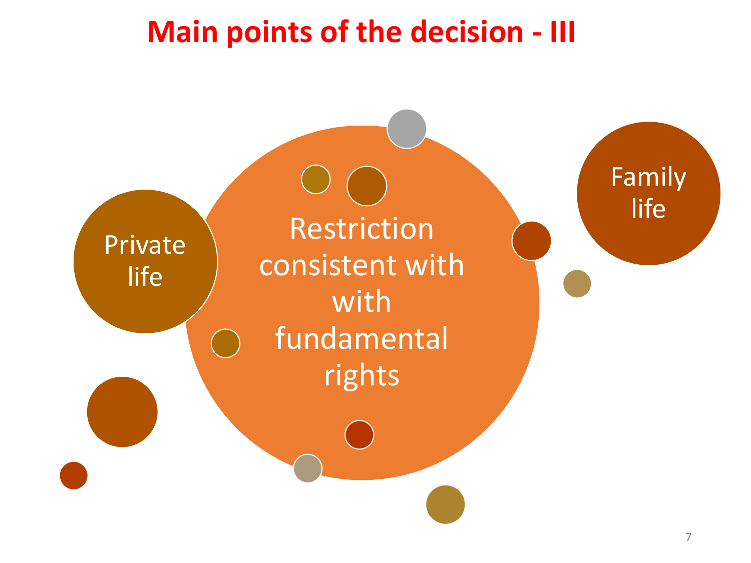# Main points of the decision - III

Private life

Restriction consistent with with fundamental rights

Family life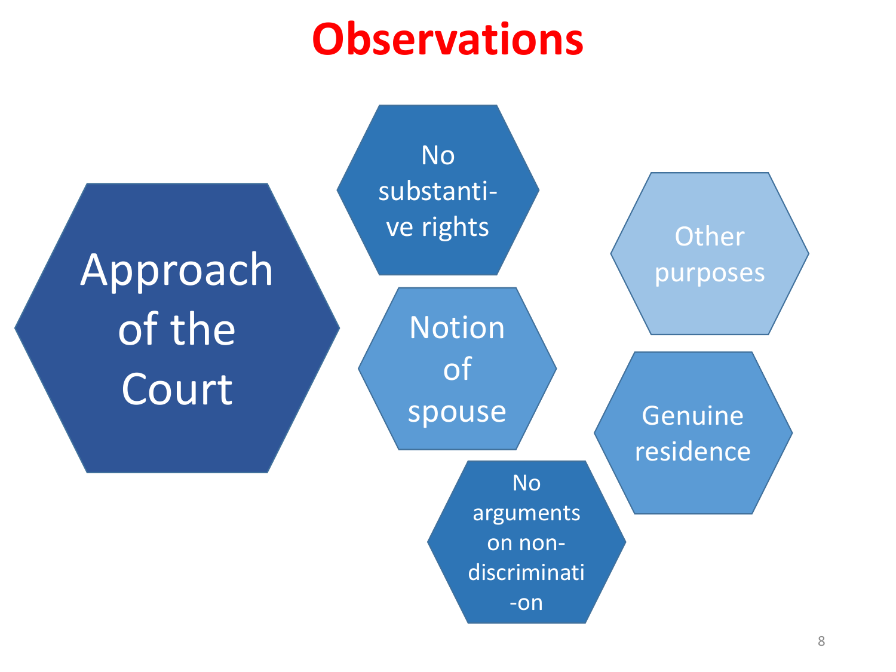# Observations

- Approach of the Court
- No substantive rights
- Notion of spouse
- No arguments on non-discrimination
- Other purposes
- Genuine residence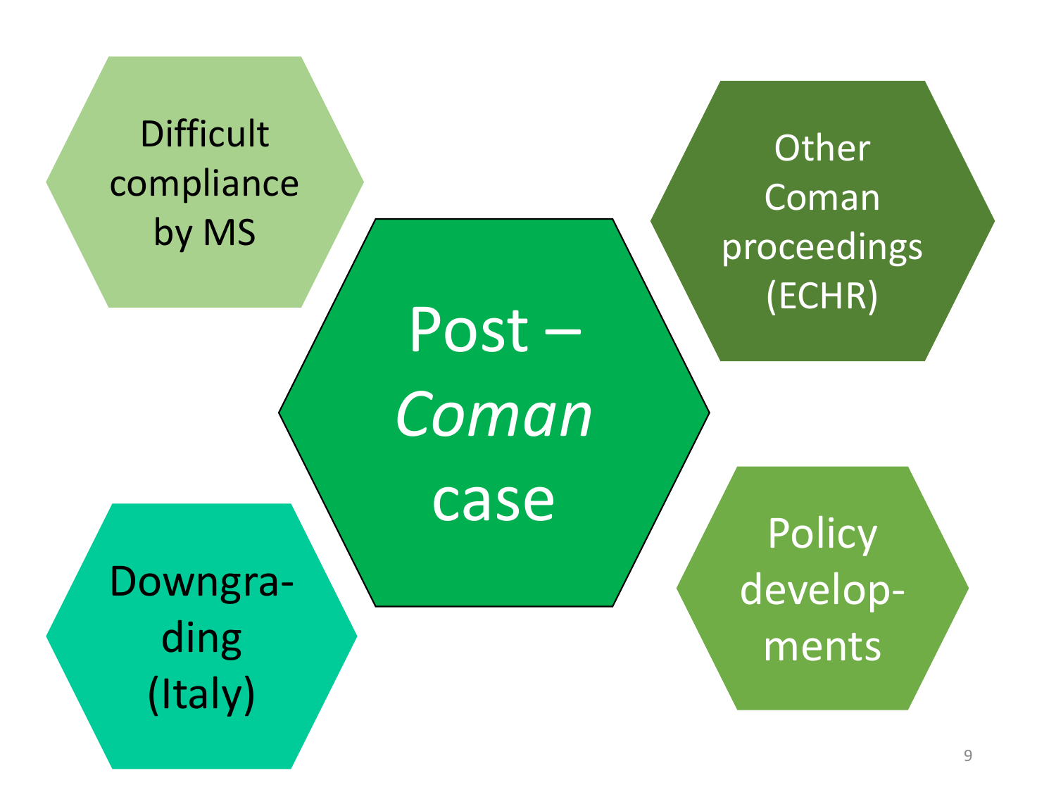# Post – *Coman* case

- Difficult compliance by MS
- Other Coman proceedings (ECHR)
- Downgrading (Italy)
- Policy developments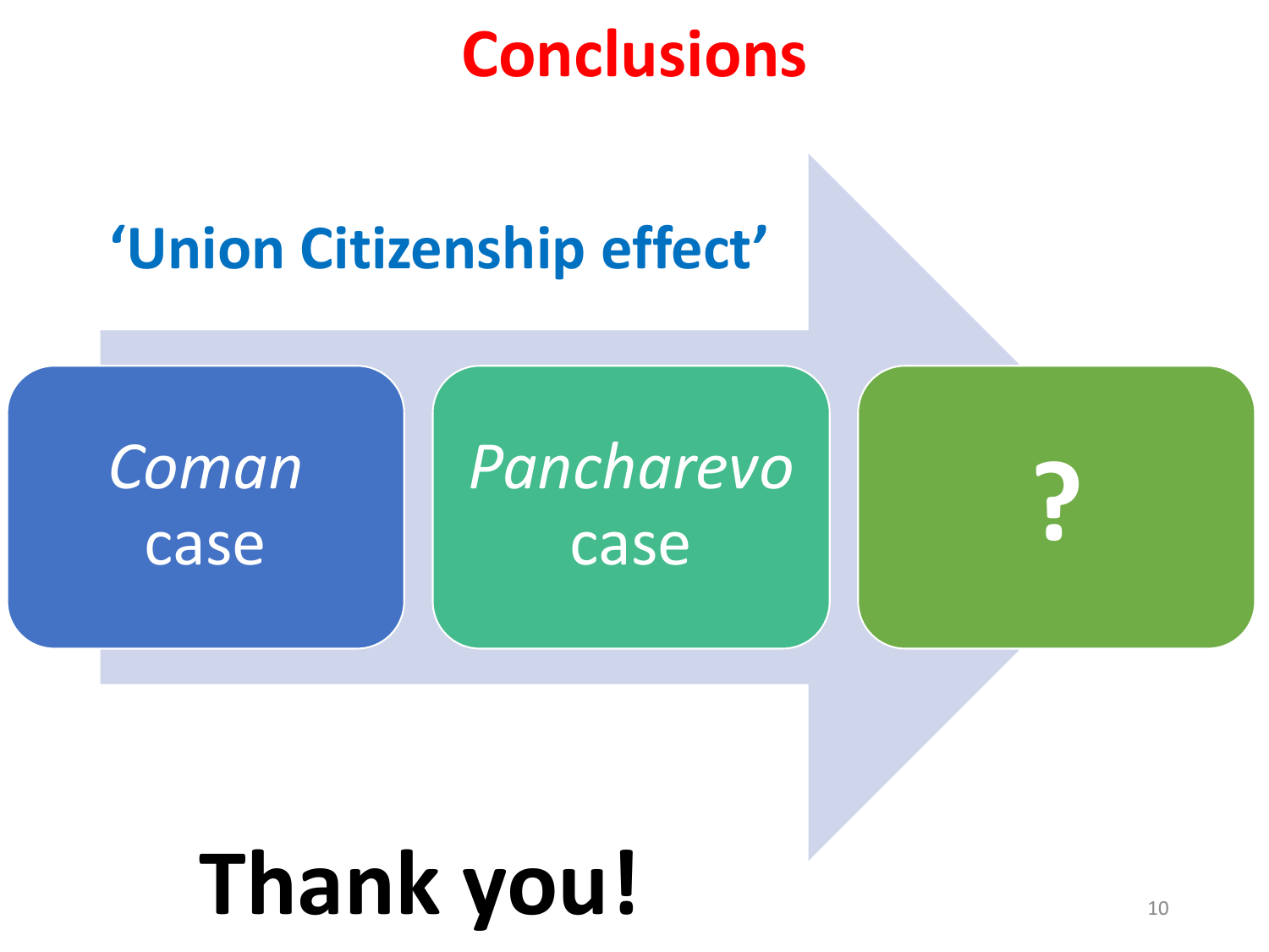# Conclusions

**‘Union Citizenship effect’**

*Coman* case

*Pancharevo* case

**?**

# Thank you!